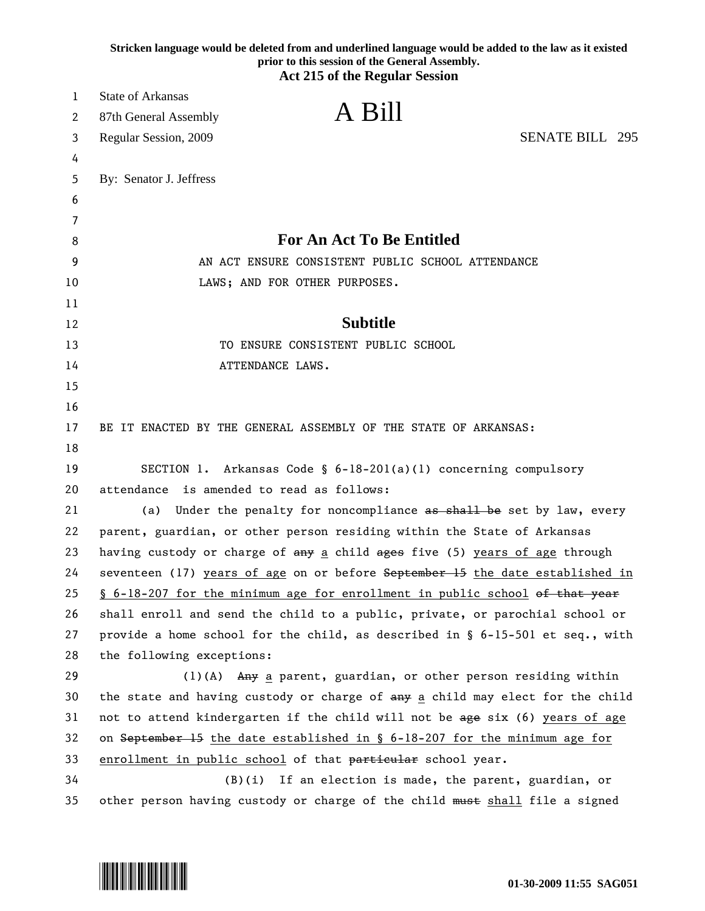Stricken language would be deleted from and underlined language would be added to the law as it existed prior to this session of the General Assembly.

**Act 215 of the Regular Session**

State of Arkansas
87th General Assembly
Regular Session, 2009

# A Bill

SENATE BILL 295

By: Senator J. Jeffress

## For An Act To Be Entitled

AN ACT ENSURE CONSISTENT PUBLIC SCHOOL ATTENDANCE LAWS; AND FOR OTHER PURPOSES.

## Subtitle

TO ENSURE CONSISTENT PUBLIC SCHOOL ATTENDANCE LAWS.

BE IT ENACTED BY THE GENERAL ASSEMBLY OF THE STATE OF ARKANSAS:

SECTION 1. Arkansas Code § 6-18-201(a)(1) concerning compulsory attendance is amended to read as follows:

(a) Under the penalty for noncompliance ~~as shall be~~ set by law, every parent, guardian, or other person residing within the State of Arkansas having custody or charge of ~~any~~ <u>a</u> child ~~ages~~ five (5) <u>years of age</u> through seventeen (17) <u>years of age</u> on or before ~~September 15~~ <u>the date established in § 6-18-207 for the minimum age for enrollment in public school</u> ~~of that year~~ shall enroll and send the child to a public, private, or parochial school or provide a home school for the child, as described in § 6-15-501 et seq., with the following exceptions:

(1)(A) ~~Any~~ <u>a</u> parent, guardian, or other person residing within the state and having custody or charge of ~~any~~ <u>a</u> child may elect for the child not to attend kindergarten if the child will not be ~~age~~ six (6) <u>years of age</u> on ~~September 15~~ <u>the date established in § 6-18-207 for the minimum age for enrollment in public school</u> of that ~~particular~~ school year.

(B)(i) If an election is made, the parent, guardian, or other person having custody or charge of the child ~~must~~ <u>shall</u> file a signed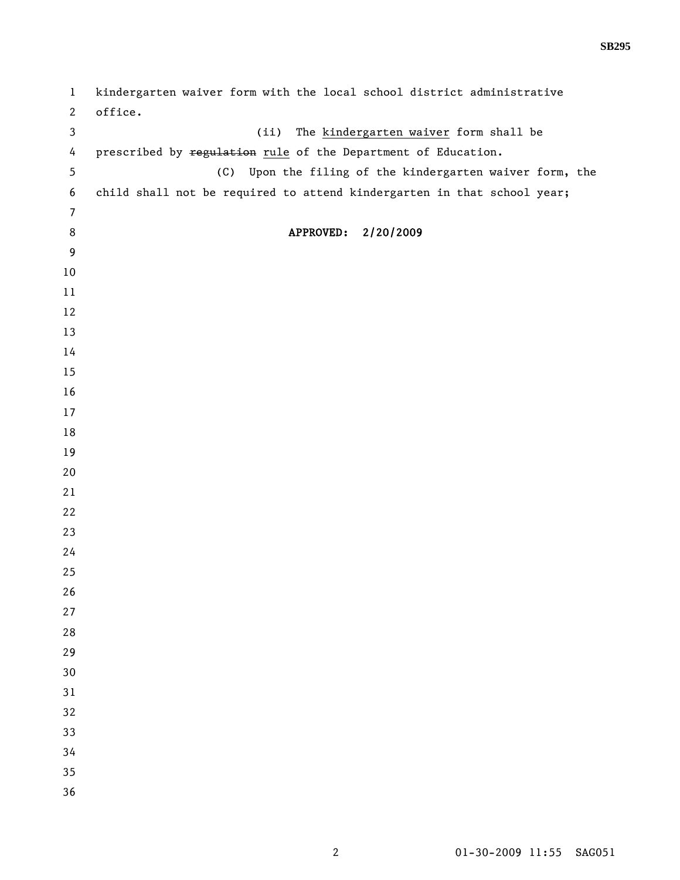kindergarten waiver form with the local school district administrative office.

(ii) The kindergarten waiver form shall be prescribed by ~~regulation~~ rule of the Department of Education.

(C) Upon the filing of the kindergarten waiver form, the child shall not be required to attend kindergarten in that school year;

**APPROVED: 2/20/2009**